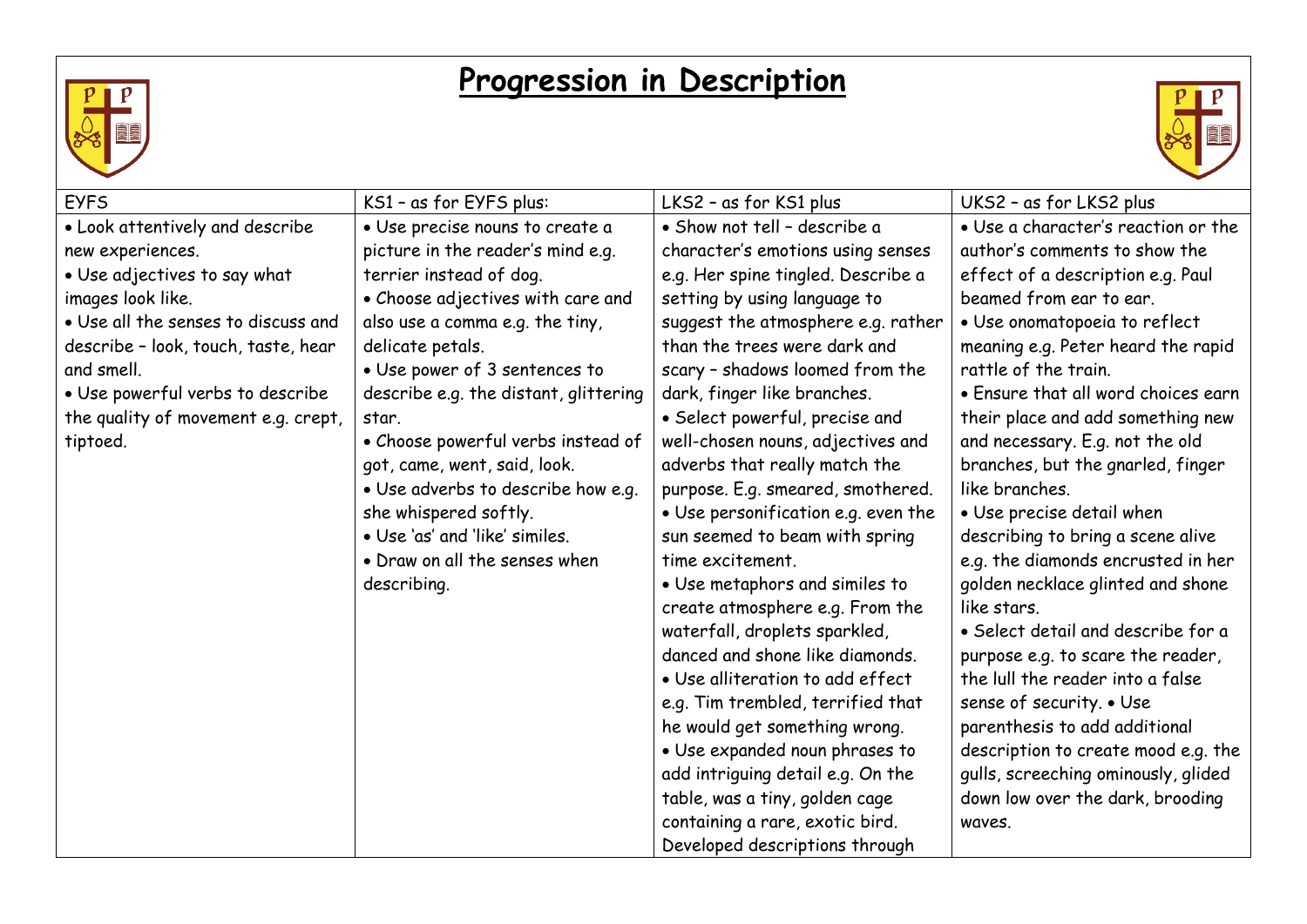# Progression in Description

| EYFS | KS1 – as for EYFS plus: | LKS2 – as for KS1 plus | UKS2 – as for LKS2 plus |
|---|---|---|---|
| • Look attentively and describe new experiences.<br>• Use adjectives to say what images look like.<br>• Use all the senses to discuss and describe – look, touch, taste, hear and smell.<br>• Use powerful verbs to describe the quality of movement e.g. crept, tiptoed. | • Use precise nouns to create a picture in the reader's mind e.g. terrier instead of dog.<br>• Choose adjectives with care and also use a comma e.g. the tiny, delicate petals.<br>• Use power of 3 sentences to describe e.g. the distant, glittering star.<br>• Choose powerful verbs instead of got, came, went, said, look.<br>• Use adverbs to describe how e.g. she whispered softly.<br>• Use 'as' and 'like' similes.<br>• Draw on all the senses when describing. | • Show not tell – describe a character's emotions using senses e.g. Her spine tingled. Describe a setting by using language to suggest the atmosphere e.g. rather than the trees were dark and scary – shadows loomed from the dark, finger like branches.<br>• Select powerful, precise and well-chosen nouns, adjectives and adverbs that really match the purpose. E.g. smeared, smothered.<br>• Use personification e.g. even the sun seemed to beam with spring time excitement.<br>• Use metaphors and similes to create atmosphere e.g. From the waterfall, droplets sparkled, danced and shone like diamonds.<br>• Use alliteration to add effect e.g. Tim trembled, terrified that he would get something wrong.<br>• Use expanded noun phrases to add intriguing detail e.g. On the table, was a tiny, golden cage containing a rare, exotic bird. Developed descriptions through | • Use a character's reaction or the author's comments to show the effect of a description e.g. Paul beamed from ear to ear.<br>• Use onomatopoeia to reflect meaning e.g. Peter heard the rapid rattle of the train.<br>• Ensure that all word choices earn their place and add something new and necessary. E.g. not the old branches, but the gnarled, finger like branches.<br>• Use precise detail when describing to bring a scene alive e.g. the diamonds encrusted in her golden necklace glinted and shone like stars.<br>• Select detail and describe for a purpose e.g. to scare the reader, the lull the reader into a false sense of security. • Use parenthesis to add additional description to create mood e.g. the gulls, screeching ominously, glided down low over the dark, brooding waves. |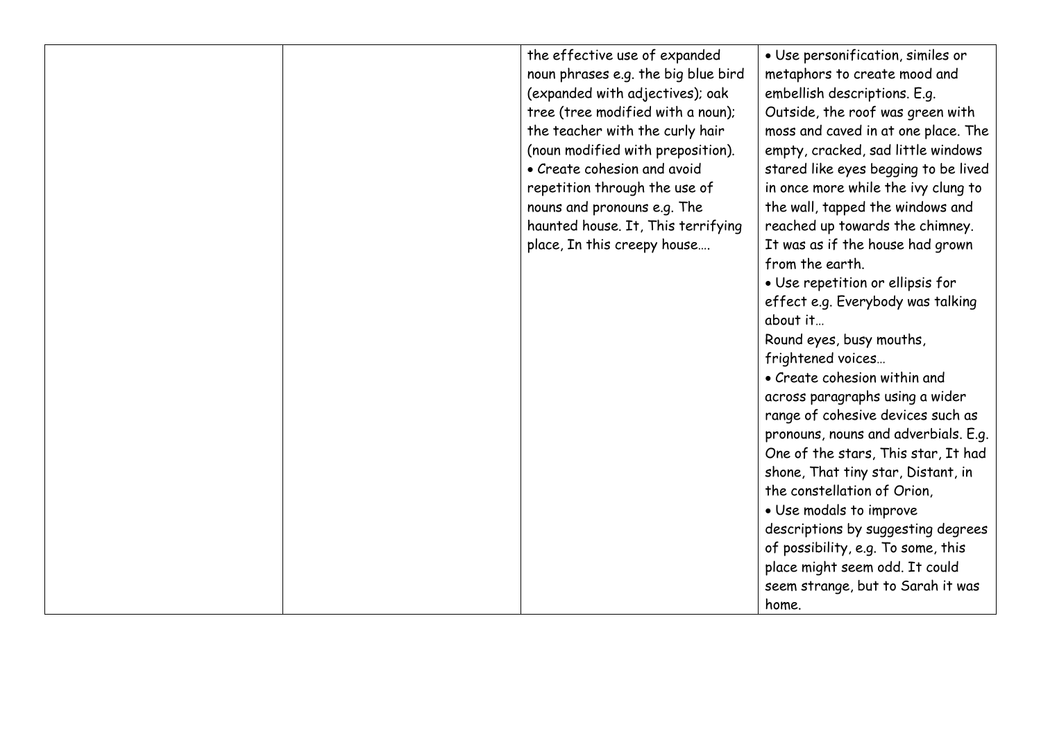| | | | |
|---|---|---|---|
| | | the effective use of expanded noun phrases e.g. the big blue bird (expanded with adjectives); oak tree (tree modified with a noun); the teacher with the curly hair (noun modified with preposition).<br>• Create cohesion and avoid repetition through the use of nouns and pronouns e.g. The haunted house. It, This terrifying place, In this creepy house…. | • Use personification, similes or metaphors to create mood and embellish descriptions. E.g. Outside, the roof was green with moss and caved in at one place. The empty, cracked, sad little windows stared like eyes begging to be lived in once more while the ivy clung to the wall, tapped the windows and reached up towards the chimney. It was as if the house had grown from the earth.<br>• Use repetition or ellipsis for effect e.g. Everybody was talking about it…<br>Round eyes, busy mouths, frightened voices…<br>• Create cohesion within and across paragraphs using a wider range of cohesive devices such as pronouns, nouns and adverbials. E.g. One of the stars, This star, It had shone, That tiny star, Distant, in the constellation of Orion,<br>• Use modals to improve descriptions by suggesting degrees of possibility, e.g. To some, this place might seem odd. It could seem strange, but to Sarah it was home. |